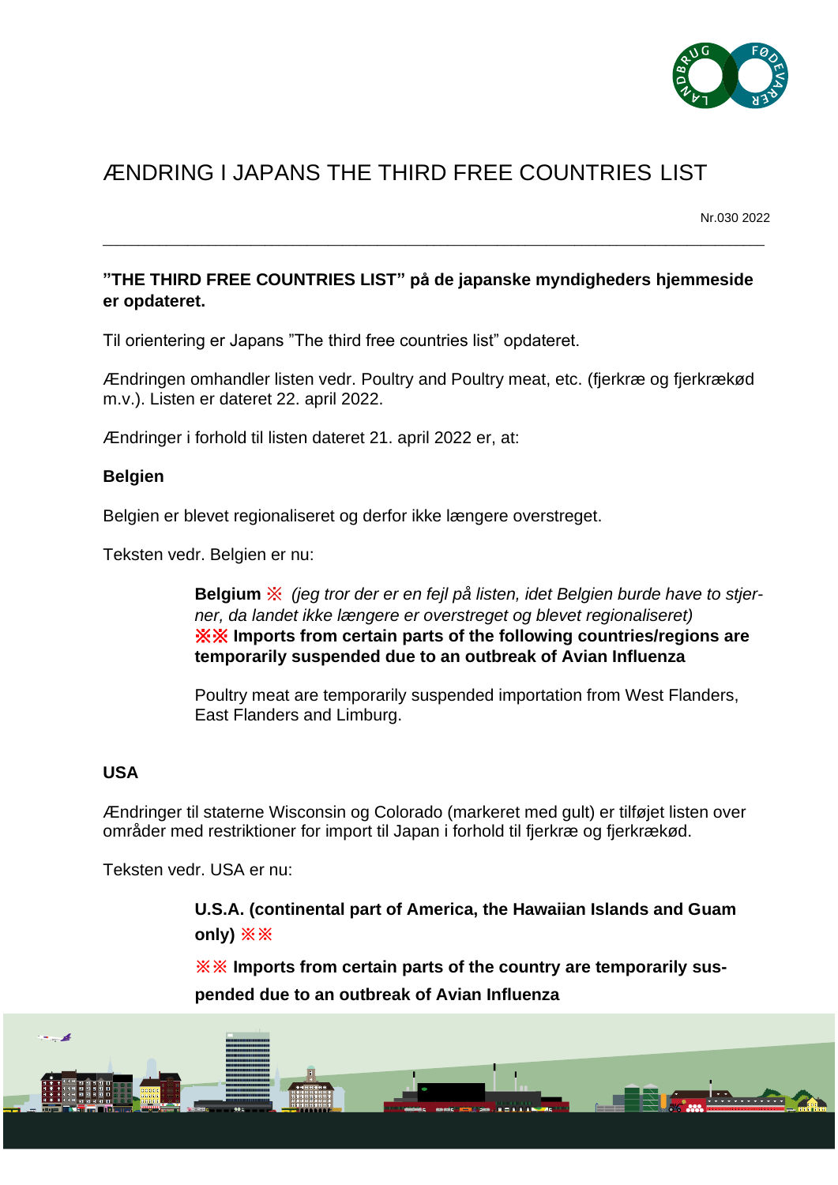// ÆNDRING I JAPANS THE THIRD FREE COUNTRIES LIST

Nr.030 2022

---

**"THE THIRD FREE COUNTRIES LIST" på de japanske myndigheders hjemmeside er opdateret.**

Til orientering er Japans "The third free countries list" opdateret.

Ændringen omhandler listen vedr. Poultry and Poultry meat, etc. (fjerkræ og fjerkrækød m.v.). Listen er dateret 22. april 2022.

Ændringer i forhold til listen dateret 21. april 2022 er, at:

**Belgien**

Belgien er blevet regionaliseret og derfor ikke længere overstreget.

Teksten vedr. Belgien er nu:

> **Belgium** ※ *(jeg tror der er en fejl på listen, idet Belgien burde have to stjerner, da landet ikke længere er overstreget og blevet regionaliseret)*
> **※※ Imports from certain parts of the following countries/regions are temporarily suspended due to an outbreak of Avian Influenza**
>
> Poultry meat are temporarily suspended importation from West Flanders, East Flanders and Limburg.

**USA**

Ændringer til staterne Wisconsin og Colorado (markeret med gult) er tilføjet listen over områder med restriktioner for import til Japan i forhold til fjerkræ og fjerkrækød.

Teksten vedr. USA er nu:

> **U.S.A. (continental part of America, the Hawaiian Islands and Guam only) ※※**
>
> **※※ Imports from certain parts of the country are temporarily suspended due to an outbreak of Avian Influenza**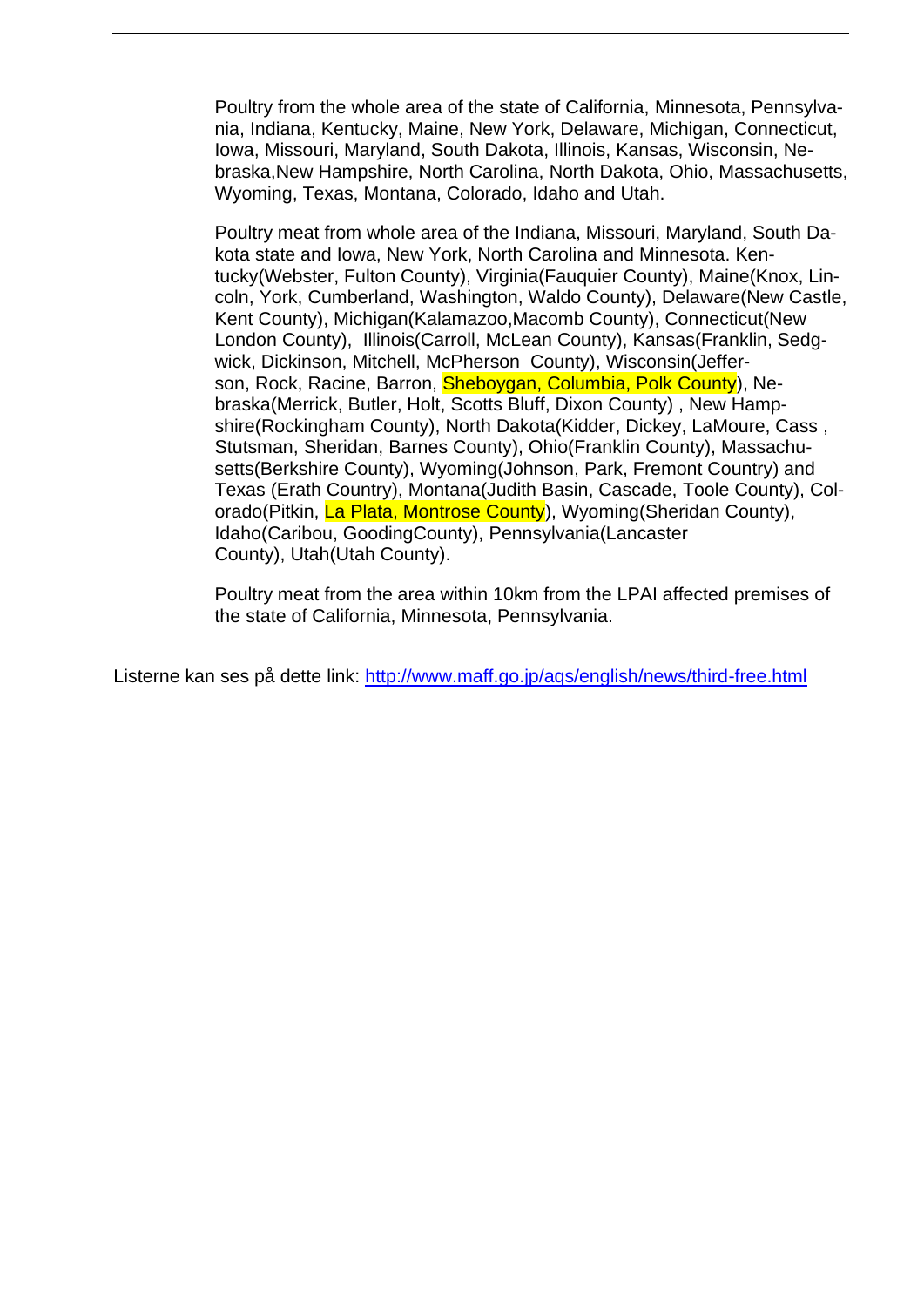Poultry from the whole area of the state of California, Minnesota, Pennsylvania, Indiana, Kentucky, Maine, New York, Delaware, Michigan, Connecticut, Iowa, Missouri, Maryland, South Dakota, Illinois, Kansas, Wisconsin, Nebraska,New Hampshire, North Carolina, North Dakota, Ohio, Massachusetts, Wyoming, Texas, Montana, Colorado, Idaho and Utah.

Poultry meat from whole area of the Indiana, Missouri, Maryland, South Dakota state and Iowa, New York, North Carolina and Minnesota. Kentucky(Webster, Fulton County), Virginia(Fauquier County), Maine(Knox, Lincoln, York, Cumberland, Washington, Waldo County), Delaware(New Castle, Kent County), Michigan(Kalamazoo,Macomb County), Connecticut(New London County), Illinois(Carroll, McLean County), Kansas(Franklin, Sedgwick, Dickinson, Mitchell, McPherson County), Wisconsin(Jefferson, Rock, Racine, Barron, Sheboygan, Columbia, Polk County), Nebraska(Merrick, Butler, Holt, Scotts Bluff, Dixon County) , New Hampshire(Rockingham County), North Dakota(Kidder, Dickey, LaMoure, Cass , Stutsman, Sheridan, Barnes County), Ohio(Franklin County), Massachusetts(Berkshire County), Wyoming(Johnson, Park, Fremont Country) and Texas (Erath Country), Montana(Judith Basin, Cascade, Toole County), Colorado(Pitkin, La Plata, Montrose County), Wyoming(Sheridan County), Idaho(Caribou, GoodingCounty), Pennsylvania(Lancaster County), Utah(Utah County).

Poultry meat from the area within 10km from the LPAI affected premises of the state of California, Minnesota, Pennsylvania.

Listerne kan ses på dette link: http://www.maff.go.jp/aqs/english/news/third-free.html